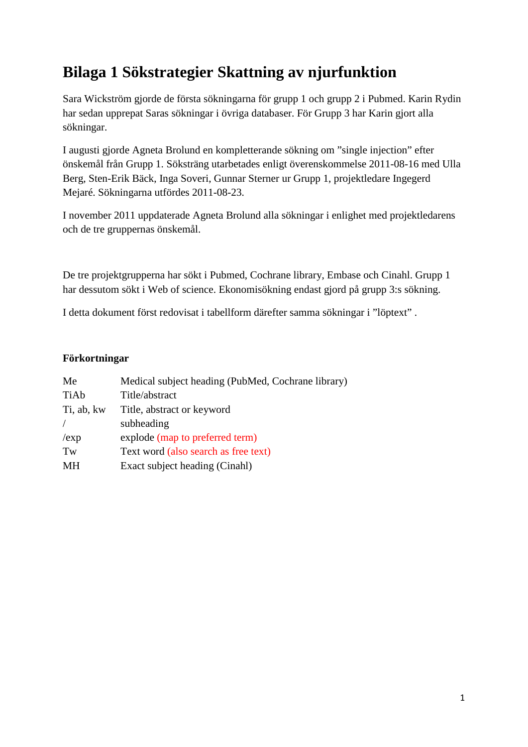# Bilaga 1 Sökstrategier Skattning av njurfunktion

Sara Wickström gjorde de första sökningarna för grupp 1 och grupp 2 i Pubmed. Karin Rydin har sedan upprepat Saras sökningar i övriga databaser. För Grupp 3 har Karin gjort alla sökningar.

I augusti gjorde Agneta Brolund en kompletterande sökning om ”single injection” efter önskemål från Grupp 1. Söksträng utarbetades enligt överenskommelse 2011-08-16 med Ulla Berg, Sten-Erik Bäck, Inga Soveri, Gunnar Sterner ur Grupp 1, projektledare Ingegerd Mejaré. Sökningarna utfördes 2011-08-23.

I november 2011 uppdaterade Agneta Brolund alla sökningar i enlighet med projektledarens och de tre gruppernas önskemål.

De tre projektgrupperna har sökt i Pubmed, Cochrane library, Embase och Cinahl. Grupp 1 har dessutom sökt i Web of science. Ekonomisökning endast gjord på grupp 3:s sökning.

I detta dokument först redovisat i tabellform därefter samma sökningar i ”löptext” .

**Förkortningar**

| | |
|---|---|
| Me | Medical subject heading (PubMed, Cochrane library) |
| TiAb | Title/abstract |
| Ti, ab, kw | Title, abstract or keyword |
| / | subheading |
| /exp | explode (map to preferred term) |
| Tw | Text word (also search as free text) |
| MH | Exact subject heading (Cinahl) |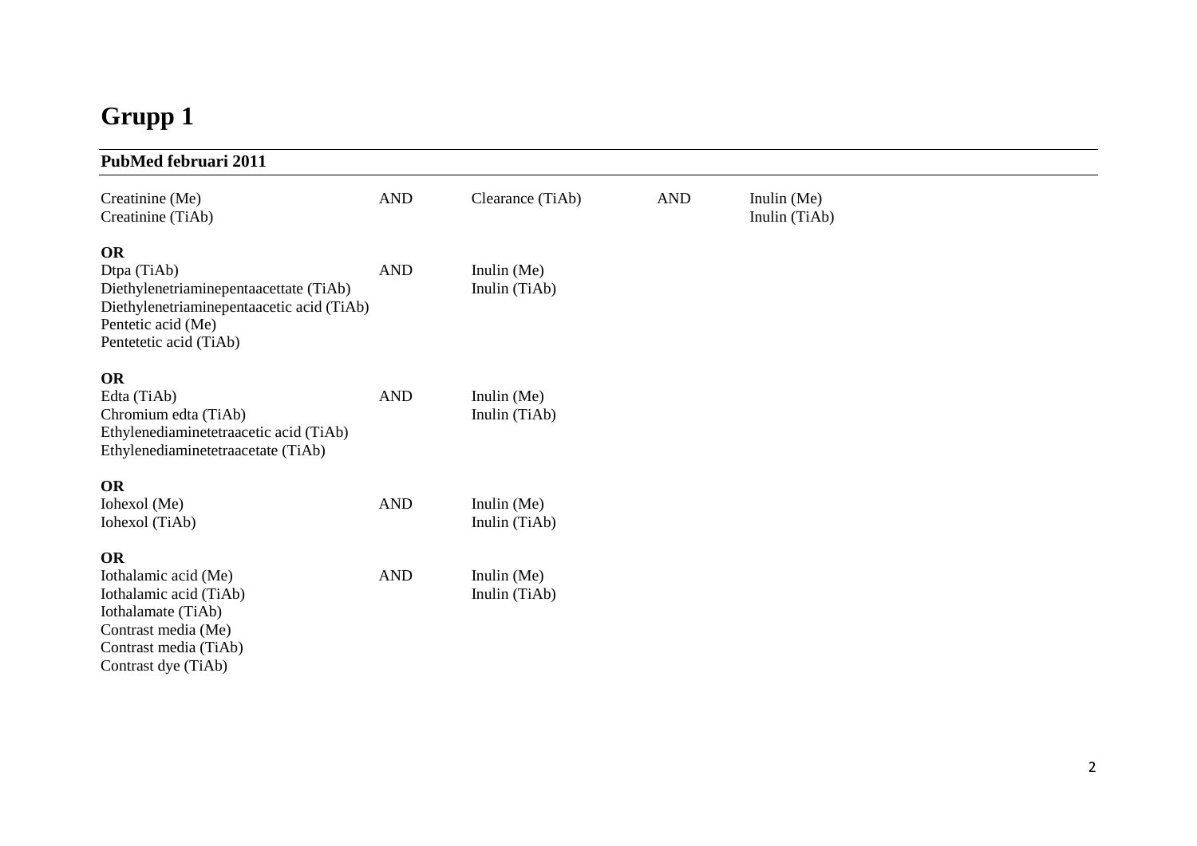# Grupp 1

**PubMed februari 2011**

| | | | | |
|---|---|---|---|---|
| Creatinine (Me)<br>Creatinine (TiAb) | AND | Clearance (TiAb) | AND | Inulin (Me)<br>Inulin (TiAb) |
| **OR**<br>Dtpa (TiAb)<br>Diethylenetriaminepentaacettate (TiAb)<br>Diethylenetriaminepentaacetic acid (TiAb)<br>Pentetic acid (Me)<br>Pentetetic acid (TiAb) | AND | Inulin (Me)<br>Inulin (TiAb) | | |
| **OR**<br>Edta (TiAb)<br>Chromium edta (TiAb)<br>Ethylenediaminetetraacetic acid (TiAb)<br>Ethylenediaminetetraacetate (TiAb) | AND | Inulin (Me)<br>Inulin (TiAb) | | |
| **OR**<br>Iohexol (Me)<br>Iohexol (TiAb) | AND | Inulin (Me)<br>Inulin (TiAb) | | |
| **OR**<br>Iothalamic acid (Me)<br>Iothalamic acid (TiAb)<br>Iothalamate (TiAb)<br>Contrast media (Me)<br>Contrast media (TiAb)<br>Contrast dye (TiAb) | AND | Inulin (Me)<br>Inulin (TiAb) | | |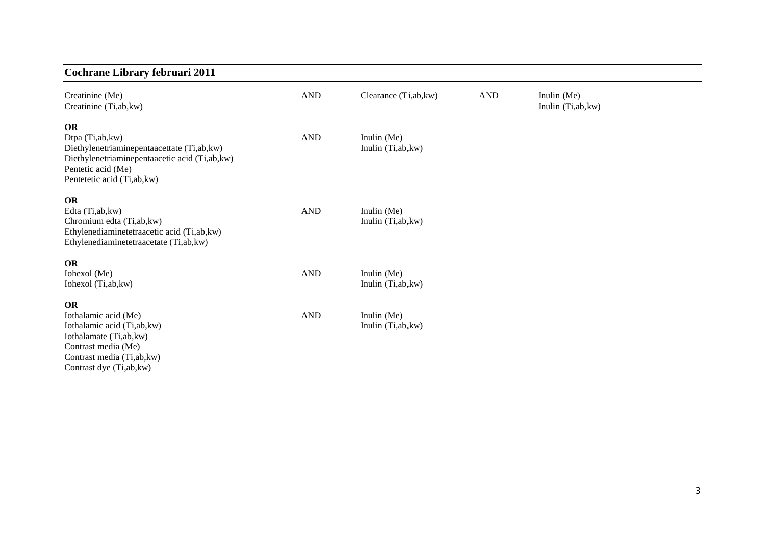## Cochrane Library februari 2011

| | | | | |
|---|---|---|---|---|
| Creatinine (Me)<br>Creatinine (Ti,ab,kw) | AND | Clearance (Ti,ab,kw) | AND | Inulin (Me)<br>Inulin (Ti,ab,kw) |
| **OR**<br>Dtpa (Ti,ab,kw)<br>Diethylenetriaminepentaacettate (Ti,ab,kw)<br>Diethylenetriaminepentaacetic acid (Ti,ab,kw)<br>Pentetic acid (Me)<br>Pentetetic acid (Ti,ab,kw) | AND | Inulin (Me)<br>Inulin (Ti,ab,kw) | | |
| **OR**<br>Edta (Ti,ab,kw)<br>Chromium edta (Ti,ab,kw)<br>Ethylenediaminetetraacetic acid (Ti,ab,kw)<br>Ethylenediaminetetraacetate (Ti,ab,kw) | AND | Inulin (Me)<br>Inulin (Ti,ab,kw) | | |
| **OR**<br>Iohexol (Me)<br>Iohexol (Ti,ab,kw) | AND | Inulin (Me)<br>Inulin (Ti,ab,kw) | | |
| **OR**<br>Iothalamic acid (Me)<br>Iothalamic acid (Ti,ab,kw)<br>Iothalamate (Ti,ab,kw)<br>Contrast media (Me)<br>Contrast media (Ti,ab,kw)<br>Contrast dye (Ti,ab,kw) | AND | Inulin (Me)<br>Inulin (Ti,ab,kw) | | |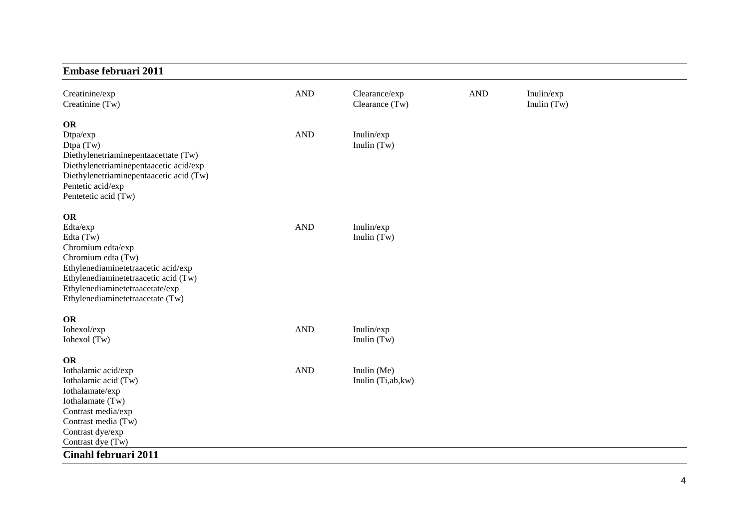## Embase februari 2011

| | | | | |
|---|---|---|---|---|
| Creatinine/exp<br>Creatinine (Tw) | AND | Clearance/exp<br>Clearance (Tw) | AND | Inulin/exp<br>Inulin (Tw) |
| **OR**<br>Dtpa/exp<br>Dtpa (Tw)<br>Diethylenetriaminepentaacettate (Tw)<br>Diethylenetriaminepentaacetic acid/exp<br>Diethylenetriaminepentaacetic acid (Tw)<br>Pentetic acid/exp<br>Pentetetic acid (Tw) | AND | Inulin/exp<br>Inulin (Tw) | | |
| **OR**<br>Edta/exp<br>Edta (Tw)<br>Chromium edta/exp<br>Chromium edta (Tw)<br>Ethylenediaminetetraacetic acid/exp<br>Ethylenediaminetetraacetic acid (Tw)<br>Ethylenediaminetetraacetate/exp<br>Ethylenediaminetetraacetate (Tw) | AND | Inulin/exp<br>Inulin (Tw) | | |
| **OR**<br>Iohexol/exp<br>Iohexol (Tw) | AND | Inulin/exp<br>Inulin (Tw) | | |
| **OR**<br>Iothalamic acid/exp<br>Iothalamic acid (Tw)<br>Iothalamate/exp<br>Iothalamate (Tw)<br>Contrast media/exp<br>Contrast media (Tw)<br>Contrast dye/exp<br>Contrast dye (Tw) | AND | Inulin (Me)<br>Inulin (Ti,ab,kw) | | |

## Cinahl februari 2011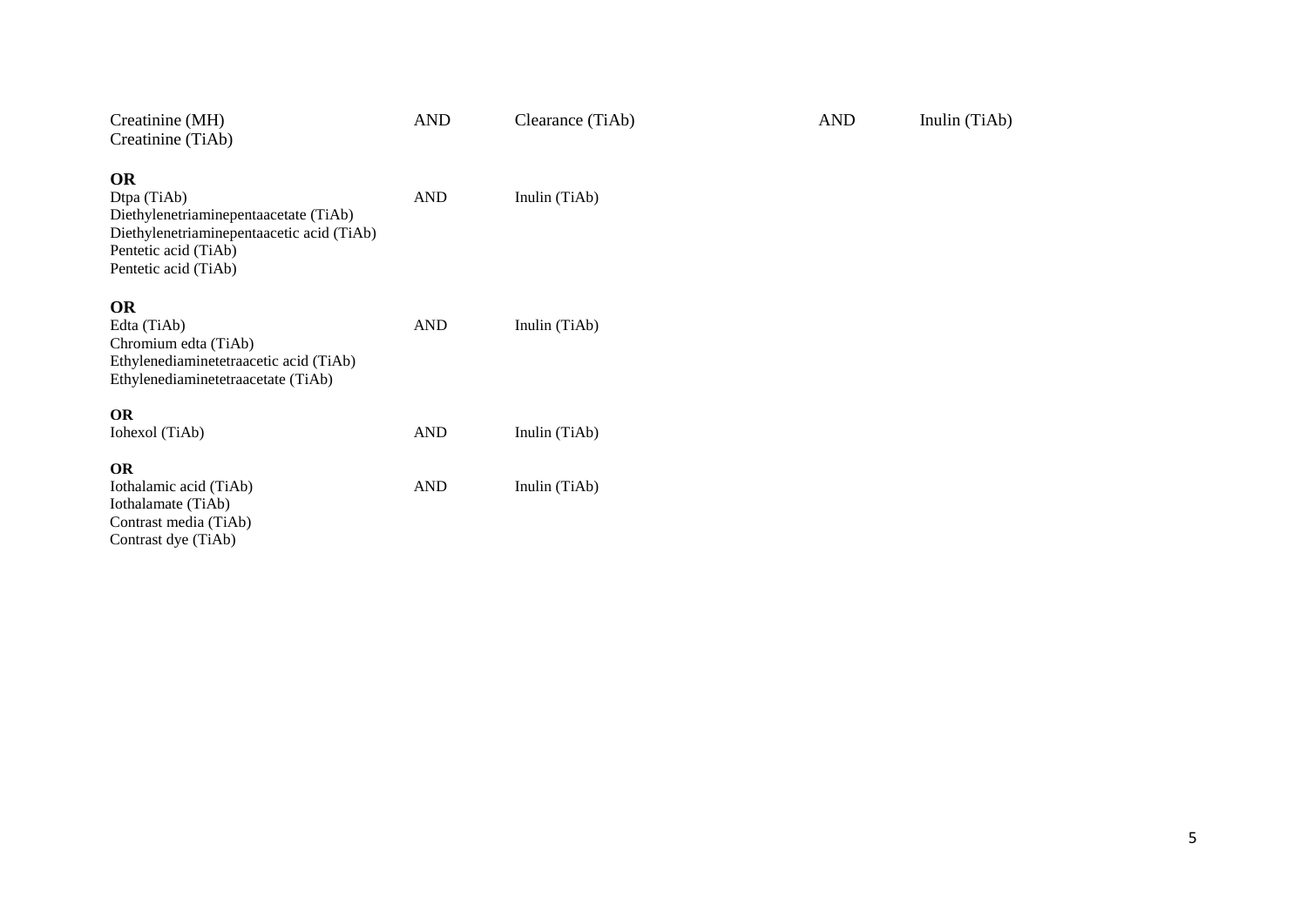| | | | | |
|---|---|---|---|---|
| Creatinine (MH)<br>Creatinine (TiAb) | AND | Clearance (TiAb) | AND | Inulin (TiAb) |
| **OR**<br>Dtpa (TiAb)<br>Diethylenetriaminepentaacetate (TiAb)<br>Diethylenetriaminepentaacetic acid (TiAb)<br>Pentetic acid (TiAb)<br>Pentetic acid (TiAb) | AND | Inulin (TiAb) | | |
| **OR**<br>Edta (TiAb)<br>Chromium edta (TiAb)<br>Ethylenediaminetetraacetic acid (TiAb)<br>Ethylenediaminetetraacetate (TiAb) | AND | Inulin (TiAb) | | |
| **OR**<br>Iohexol (TiAb) | AND | Inulin (TiAb) | | |
| **OR**<br>Iothalamic acid (TiAb)<br>Iothalamate (TiAb)<br>Contrast media (TiAb)<br>Contrast dye (TiAb) | AND | Inulin (TiAb) | | |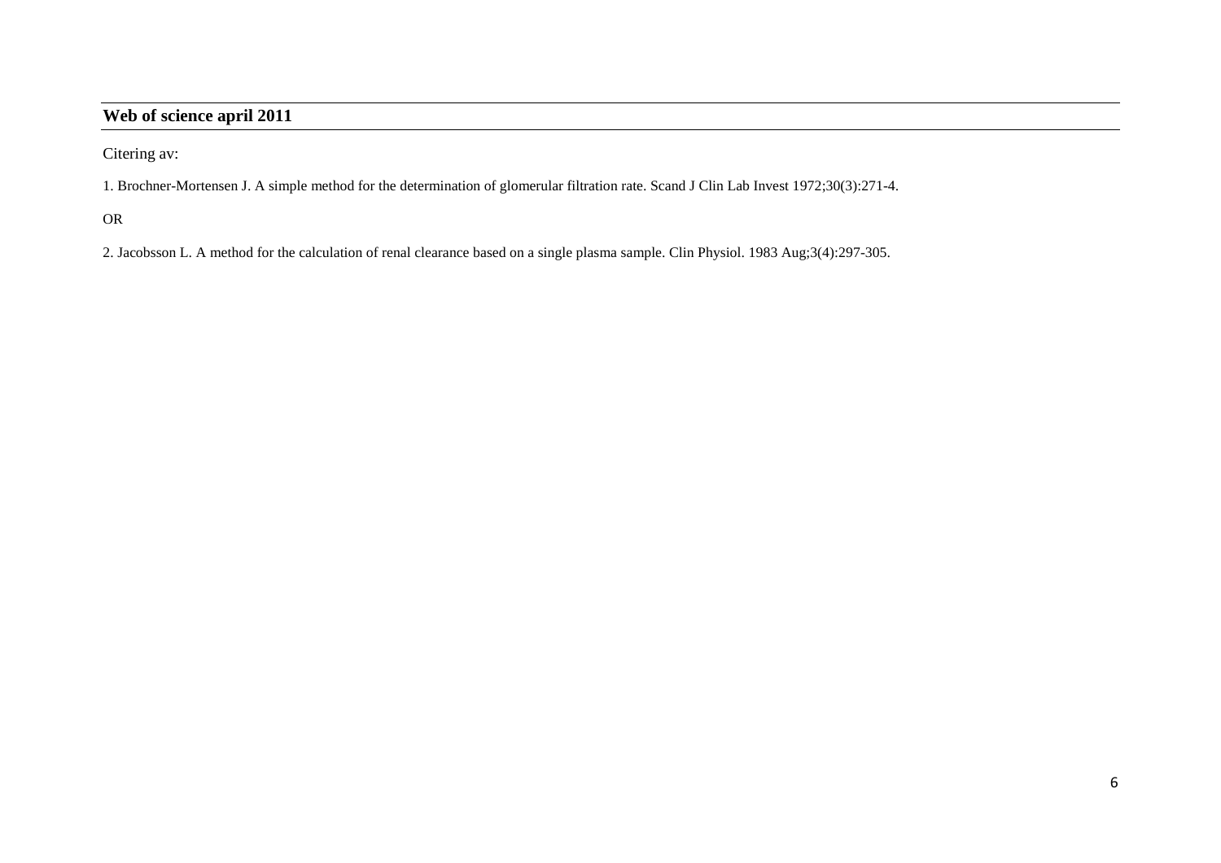## Web of science april 2011

Citering av:

1. Brochner-Mortensen J. A simple method for the determination of glomerular filtration rate. Scand J Clin Lab Invest 1972;30(3):271-4.

OR

2. Jacobsson L. A method for the calculation of renal clearance based on a single plasma sample. Clin Physiol. 1983 Aug;3(4):297-305.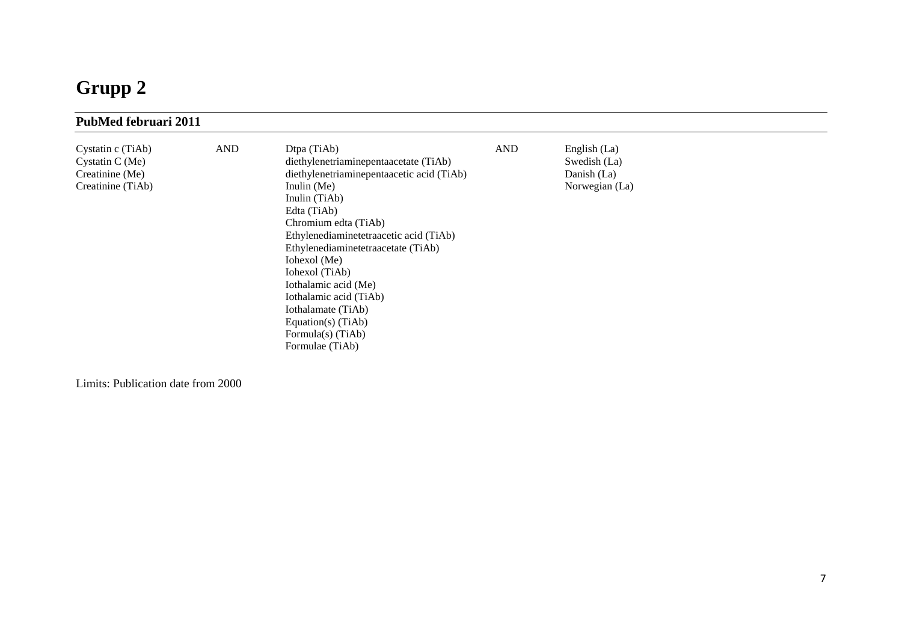# Grupp 2

## PubMed februari 2011

| | | | | |
|---|---|---|---|---|
| Cystatin c (TiAb)<br>Cystatin C (Me)<br>Creatinine (Me)<br>Creatinine (TiAb) | AND | Dtpa (TiAb)<br>diethylenetriaminepentaacetate (TiAb)<br>diethylenetriaminepentaacetic acid (TiAb)<br>Inulin (Me)<br>Inulin (TiAb)<br>Edta (TiAb)<br>Chromium edta (TiAb)<br>Ethylenediaminetetraacetic acid (TiAb)<br>Ethylenediaminetetraacetate (TiAb)<br>Iohexol (Me)<br>Iohexol (TiAb)<br>Iothalamic acid (Me)<br>Iothalamic acid (TiAb)<br>Iothalamate (TiAb)<br>Equation(s) (TiAb)<br>Formula(s) (TiAb)<br>Formulae (TiAb) | AND | English (La)<br>Swedish (La)<br>Danish (La)<br>Norwegian (La) |

Limits: Publication date from 2000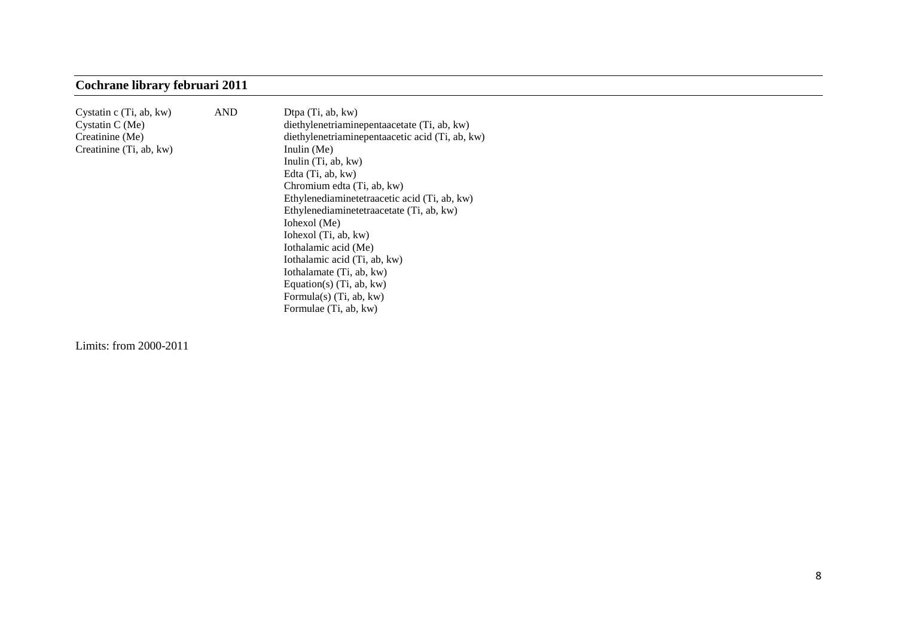## Cochrane library februari 2011

| | | |
|---|---|---|
| Cystatin c (Ti, ab, kw)<br>Cystatin C (Me)<br>Creatinine (Me)<br>Creatinine (Ti, ab, kw) | AND | Dtpa (Ti, ab, kw)<br>diethylenetriaminepentaacetate (Ti, ab, kw)<br>diethylenetriaminepentaacetic acid (Ti, ab, kw)<br>Inulin (Me)<br>Inulin (Ti, ab, kw)<br>Edta (Ti, ab, kw)<br>Chromium edta (Ti, ab, kw)<br>Ethylenediaminetetraacetic acid (Ti, ab, kw)<br>Ethylenediaminetetraacetate (Ti, ab, kw)<br>Iohexol (Me)<br>Iohexol (Ti, ab, kw)<br>Iothalamic acid (Me)<br>Iothalamic acid (Ti, ab, kw)<br>Iothalamate (Ti, ab, kw)<br>Equation(s) (Ti, ab, kw)<br>Formula(s) (Ti, ab, kw)<br>Formulae (Ti, ab, kw) |

Limits: from 2000-2011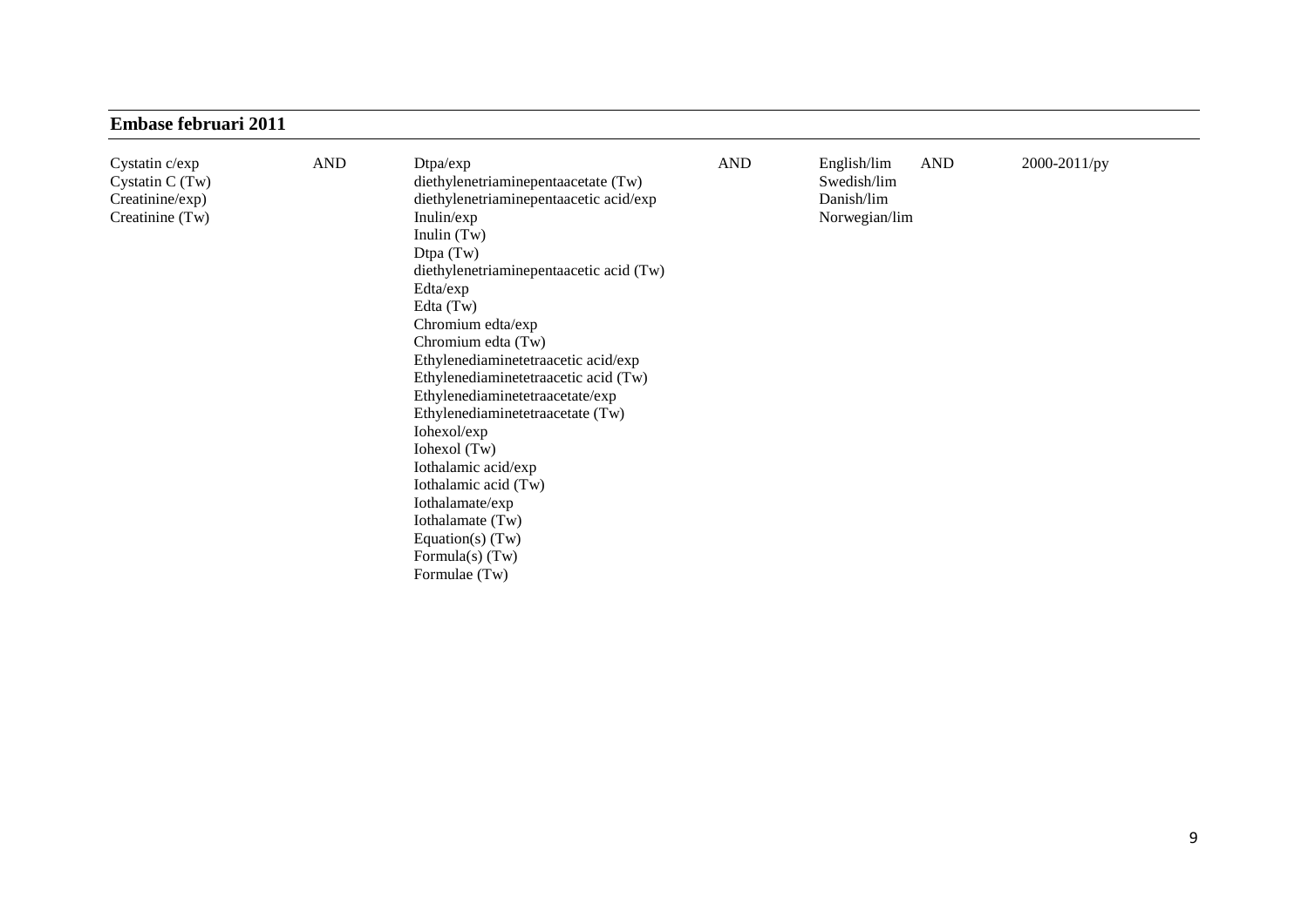**Embase februari 2011**

| | | | | | | |
|---|---|---|---|---|---|---|
| Cystatin c/exp<br>Cystatin C (Tw)<br>Creatinine/exp)<br>Creatinine (Tw) | AND | Dtpa/exp<br>diethylenetriaminepentaacetate (Tw)<br>diethylenetriaminepentaacetic acid/exp<br>Inulin/exp<br>Inulin (Tw)<br>Dtpa (Tw)<br>diethylenetriaminepentaacetic acid (Tw)<br>Edta/exp<br>Edta (Tw)<br>Chromium edta/exp<br>Chromium edta (Tw)<br>Ethylenediaminetetraacetic acid/exp<br>Ethylenediaminetetraacetic acid (Tw)<br>Ethylenediaminetetraacetate/exp<br>Ethylenediaminetetraacetate (Tw)<br>Iohexol/exp<br>Iohexol (Tw)<br>Iothalamic acid/exp<br>Iothalamic acid (Tw)<br>Iothalamate/exp<br>Iothalamate (Tw)<br>Equation(s) (Tw)<br>Formula(s) (Tw)<br>Formulae (Tw) | AND | English/lim<br>Swedish/lim<br>Danish/lim<br>Norwegian/lim | AND | 2000-2011/py |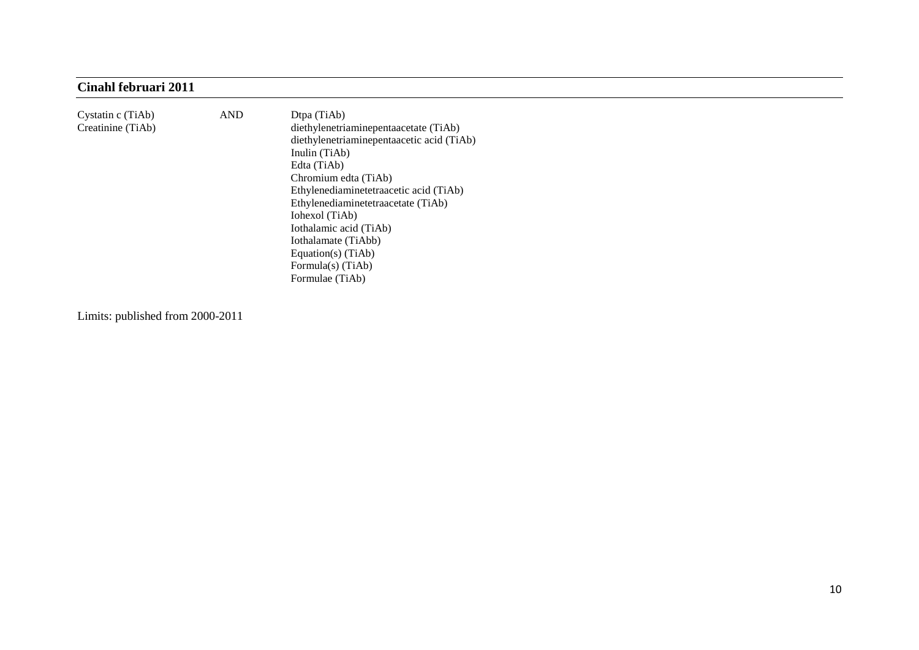## Cinahl februari 2011

| | | |
|---|---|---|
| Cystatin c (TiAb) | AND | Dtpa (TiAb) |
| Creatinine (TiAb) | | diethylenetriaminepentaacetate (TiAb) |
| | | diethylenetriaminepentaacetic acid (TiAb) |
| | | Inulin (TiAb) |
| | | Edta (TiAb) |
| | | Chromium edta (TiAb) |
| | | Ethylenediaminetetraacetic acid (TiAb) |
| | | Ethylenediaminetetraacetate (TiAb) |
| | | Iohexol (TiAb) |
| | | Iothalamic acid (TiAb) |
| | | Iothalamate (TiAbb) |
| | | Equation(s) (TiAb) |
| | | Formula(s) (TiAb) |
| | | Formulae (TiAb) |

Limits: published from 2000-2011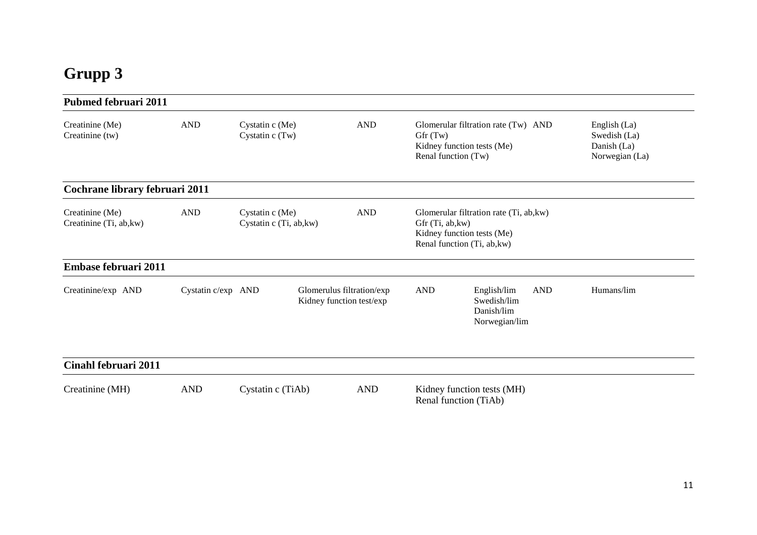# Grupp 3

**Pubmed februari 2011**

| | | | | | | |
|---|---|---|---|---|---|---|
| Creatinine (Me)<br>Creatinine (tw) | AND | Cystatin c (Me)<br>Cystatin c (Tw) | AND | Glomerular filtration rate (Tw)<br>Gfr (Tw)<br>Kidney function tests (Me)<br>Renal function (Tw) | AND | English (La)<br>Swedish (La)<br>Danish (La)<br>Norwegian (La) |

**Cochrane library februari 2011**

| | | | | |
|---|---|---|---|---|
| Creatinine (Me)<br>Creatinine (Ti, ab,kw) | AND | Cystatin c (Me)<br>Cystatin c (Ti, ab,kw) | AND | Glomerular filtration rate (Ti, ab,kw)<br>Gfr (Ti, ab,kw)<br>Kidney function tests (Me)<br>Renal function (Ti, ab,kw) |

**Embase februari 2011**

| | | | | | | | | |
|---|---|---|---|---|---|---|---|---|
| Creatinine/exp | AND | Cystatin c/exp | AND | Glomerulus filtration/exp<br>Kidney function test/exp | AND | English/lim<br>Swedish/lim<br>Danish/lim<br>Norwegian/lim | AND | Humans/lim |

**Cinahl februari 2011**

| | | | | |
|---|---|---|---|---|
| Creatinine (MH) | AND | Cystatin c (TiAb) | AND | Kidney function tests (MH)<br>Renal function (TiAb) |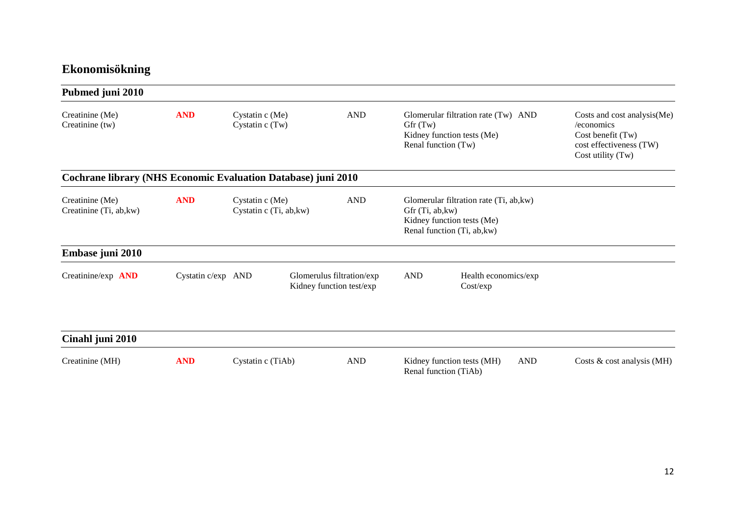# Ekonomisökning

## Pubmed juni 2010

| | | | | | | |
|---|---|---|---|---|---|---|
| Creatinine (Me)<br>Creatinine (tw) | **AND** | Cystatin c (Me)<br>Cystatin c (Tw) | AND | Glomerular filtration rate (Tw)<br>Gfr (Tw)<br>Kidney function tests (Me)<br>Renal function (Tw) | AND | Costs and cost analysis(Me)<br>/economics<br>Cost benefit (Tw)<br>cost effectiveness (TW)<br>Cost utility (Tw) |

## Cochrane library (NHS Economic Evaluation Database) juni 2010

| | | | | |
|---|---|---|---|---|
| Creatinine (Me)<br>Creatinine (Ti, ab,kw) | **AND** | Cystatin c (Me)<br>Cystatin c (Ti, ab,kw) | AND | Glomerular filtration rate (Ti, ab,kw)<br>Gfr (Ti, ab,kw)<br>Kidney function tests (Me)<br>Renal function (Ti, ab,kw) |

## Embase juni 2010

| | | | | | | |
|---|---|---|---|---|---|---|
| Creatinine/exp | **AND** | Cystatin c/exp | AND | Glomerulus filtration/exp<br>Kidney function test/exp | AND | Health economics/exp<br>Cost/exp |

## Cinahl juni 2010

| | | | | | | |
|---|---|---|---|---|---|---|
| Creatinine (MH) | **AND** | Cystatin c (TiAb) | AND | Kidney function tests (MH)<br>Renal function (TiAb) | AND | Costs & cost analysis (MH) |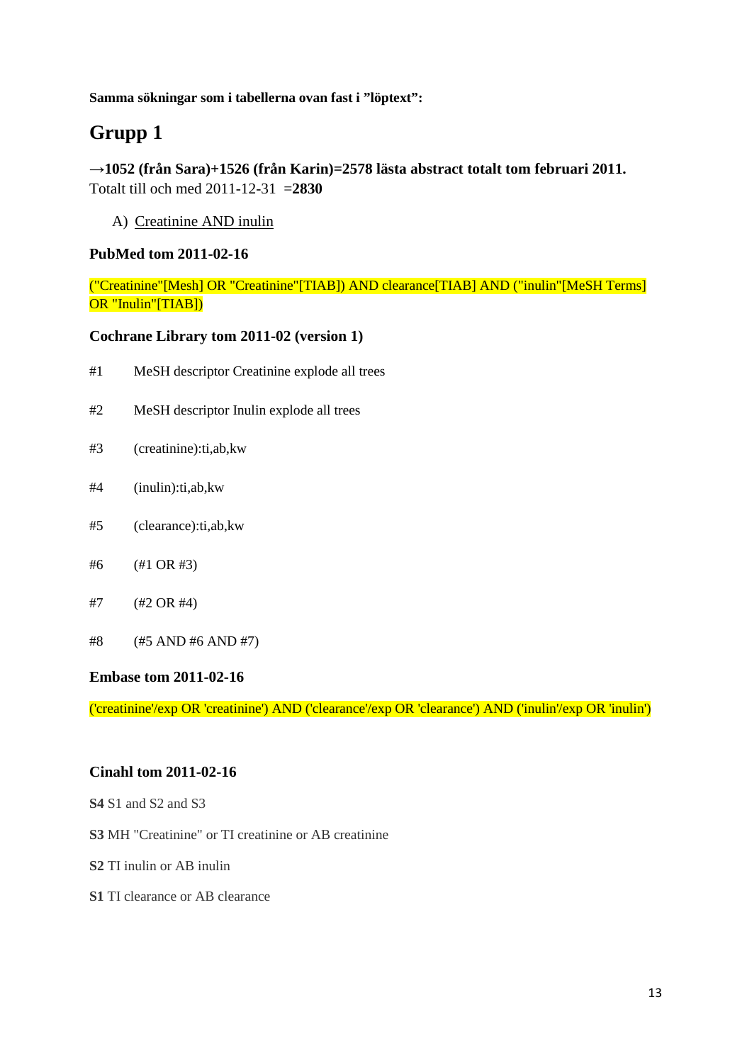**Samma sökningar som i tabellerna ovan fast i ”löptext”:**

# Grupp 1

**→1052 (från Sara)+1526 (från Karin)=2578 lästa abstract totalt tom februari 2011.**
Totalt till och med 2011-12-31 =**2830**

A) Creatinine AND inulin

**PubMed tom 2011-02-16**

("Creatinine"[Mesh] OR "Creatinine"[TIAB]) AND clearance[TIAB] AND ("inulin"[MeSH Terms] OR "Inulin"[TIAB])

**Cochrane Library tom 2011-02 (version 1)**

#1 MeSH descriptor Creatinine explode all trees

#2 MeSH descriptor Inulin explode all trees

#3 (creatinine):ti,ab,kw

#4 (inulin):ti,ab,kw

#5 (clearance):ti,ab,kw

#6 (#1 OR #3)

#7 (#2 OR #4)

#8 (#5 AND #6 AND #7)

**Embase tom 2011-02-16**

('creatinine'/exp OR 'creatinine') AND ('clearance'/exp OR 'clearance') AND ('inulin'/exp OR 'inulin')

**Cinahl tom 2011-02-16**

**S4** S1 and S2 and S3

**S3** MH "Creatinine" or TI creatinine or AB creatinine

**S2** TI inulin or AB inulin

**S1** TI clearance or AB clearance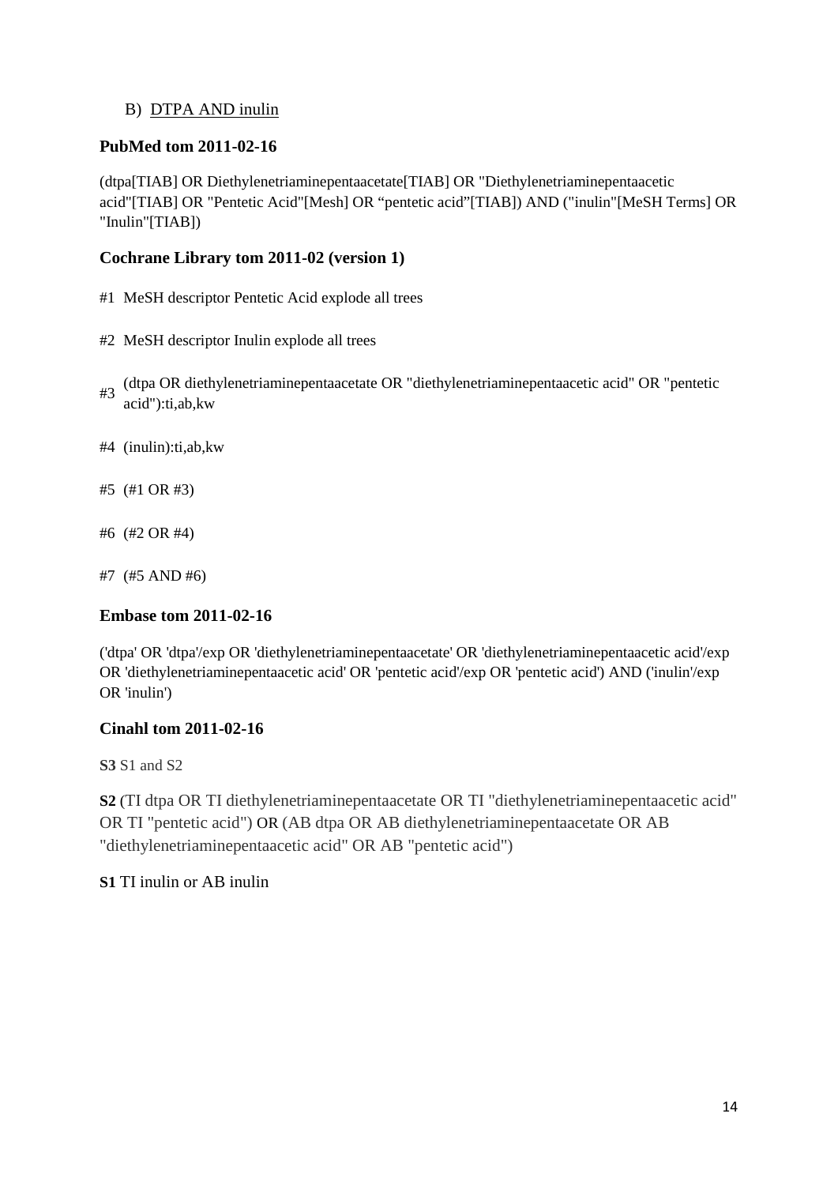B) <u>DTPA AND inulin</u>

**PubMed tom 2011-02-16**

(dtpa[TIAB] OR Diethylenetriaminepentaacetate[TIAB] OR "Diethylenetriaminepentaacetic acid"[TIAB] OR "Pentetic Acid"[Mesh] OR “pentetic acid”[TIAB]) AND ("inulin"[MeSH Terms] OR "Inulin"[TIAB])

**Cochrane Library tom 2011-02 (version 1)**

#1 MeSH descriptor Pentetic Acid explode all trees

#2 MeSH descriptor Inulin explode all trees

#3 (dtpa OR diethylenetriaminepentaacetate OR "diethylenetriaminepentaacetic acid" OR "pentetic acid"):ti,ab,kw

#4 (inulin):ti,ab,kw

#5 (#1 OR #3)

#6 (#2 OR #4)

#7 (#5 AND #6)

**Embase tom 2011-02-16**

('dtpa' OR 'dtpa'/exp OR 'diethylenetriaminepentaacetate' OR 'diethylenetriaminepentaacetic acid'/exp OR 'diethylenetriaminepentaacetic acid' OR 'pentetic acid'/exp OR 'pentetic acid') AND ('inulin'/exp OR 'inulin')

**Cinahl tom 2011-02-16**

**S3** S1 and S2

**S2** (TI dtpa OR TI diethylenetriaminepentaacetate OR TI "diethylenetriaminepentaacetic acid" OR TI "pentetic acid") OR (AB dtpa OR AB diethylenetriaminepentaacetate OR AB "diethylenetriaminepentaacetic acid" OR AB "pentetic acid")

**S1** TI inulin or AB inulin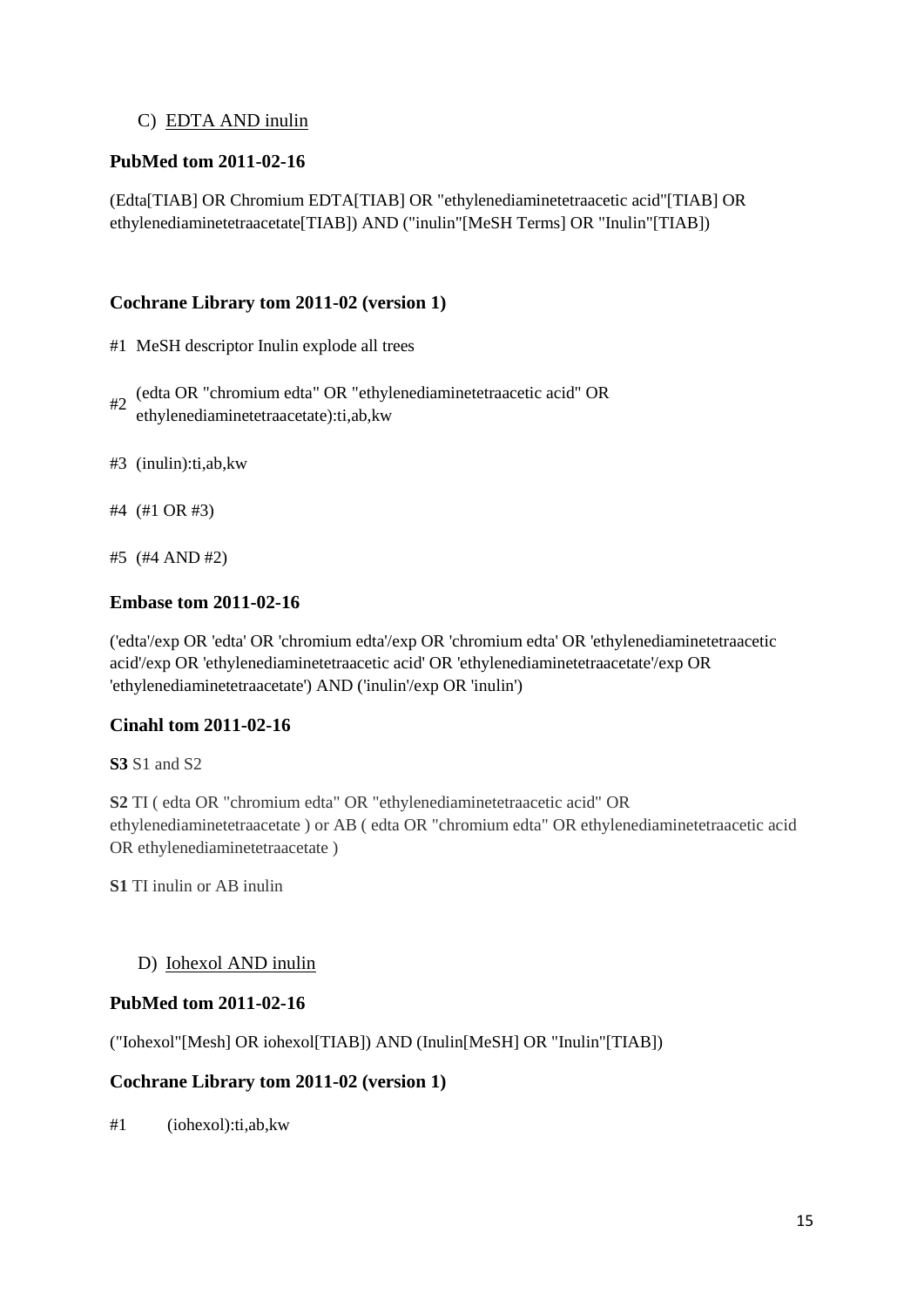C) EDTA AND inulin

**PubMed tom 2011-02-16**

(Edta[TIAB] OR Chromium EDTA[TIAB] OR "ethylenediaminetetraacetic acid"[TIAB] OR ethylenediaminetetraacetate[TIAB]) AND ("inulin"[MeSH Terms] OR "Inulin"[TIAB])

**Cochrane Library tom 2011-02 (version 1)**

#1 MeSH descriptor Inulin explode all trees

#2 (edta OR "chromium edta" OR "ethylenediaminetetraacetic acid" OR ethylenediaminetetraacetate):ti,ab,kw

#3 (inulin):ti,ab,kw

#4 (#1 OR #3)

#5 (#4 AND #2)

**Embase tom 2011-02-16**

('edta'/exp OR 'edta' OR 'chromium edta'/exp OR 'chromium edta' OR 'ethylenediaminetetraacetic acid'/exp OR 'ethylenediaminetetraacetic acid' OR 'ethylenediaminetetraacetate'/exp OR 'ethylenediaminetetraacetate') AND ('inulin'/exp OR 'inulin')

**Cinahl tom 2011-02-16**

**S3** S1 and S2

**S2** TI ( edta OR "chromium edta" OR "ethylenediaminetetraacetic acid" OR ethylenediaminetetraacetate ) or AB ( edta OR "chromium edta" OR ethylenediaminetetraacetic acid OR ethylenediaminetetraacetate )

**S1** TI inulin or AB inulin

D) Iohexol AND inulin

**PubMed tom 2011-02-16**

("Iohexol"[Mesh] OR iohexol[TIAB]) AND (Inulin[MeSH] OR "Inulin"[TIAB])

**Cochrane Library tom 2011-02 (version 1)**

#1 (iohexol):ti,ab,kw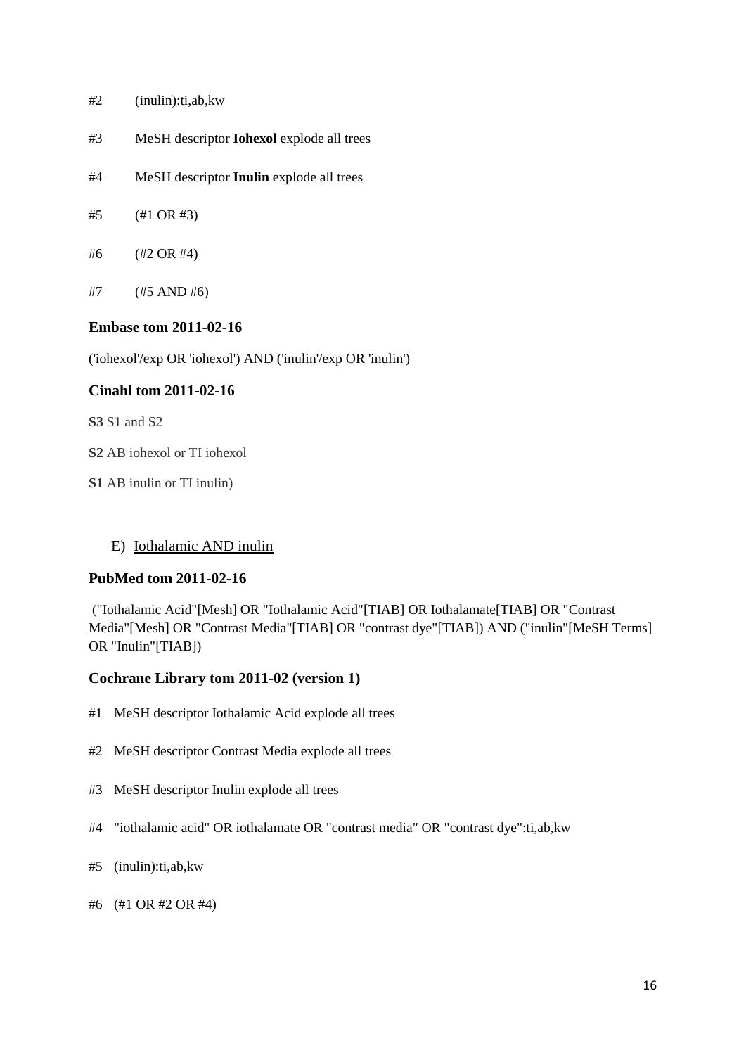#2 (inulin):ti,ab,kw

#3 MeSH descriptor **Iohexol** explode all trees

#4 MeSH descriptor **Inulin** explode all trees

#5 (#1 OR #3)

#6 (#2 OR #4)

#7 (#5 AND #6)

### Embase tom 2011-02-16

('iohexol'/exp OR 'iohexol') AND ('inulin'/exp OR 'inulin')

### Cinahl tom 2011-02-16

**S3** S1 and S2

**S2** AB iohexol or TI iohexol

**S1** AB inulin or TI inulin)

E) Iothalamic AND inulin

### PubMed tom 2011-02-16

("Iothalamic Acid"[Mesh] OR "Iothalamic Acid"[TIAB] OR Iothalamate[TIAB] OR "Contrast Media"[Mesh] OR "Contrast Media"[TIAB] OR "contrast dye"[TIAB]) AND ("inulin"[MeSH Terms] OR "Inulin"[TIAB])

### Cochrane Library tom 2011-02 (version 1)

#1 MeSH descriptor Iothalamic Acid explode all trees

#2 MeSH descriptor Contrast Media explode all trees

#3 MeSH descriptor Inulin explode all trees

#4 "iothalamic acid" OR iothalamate OR "contrast media" OR "contrast dye":ti,ab,kw

#5 (inulin):ti,ab,kw

#6 (#1 OR #2 OR #4)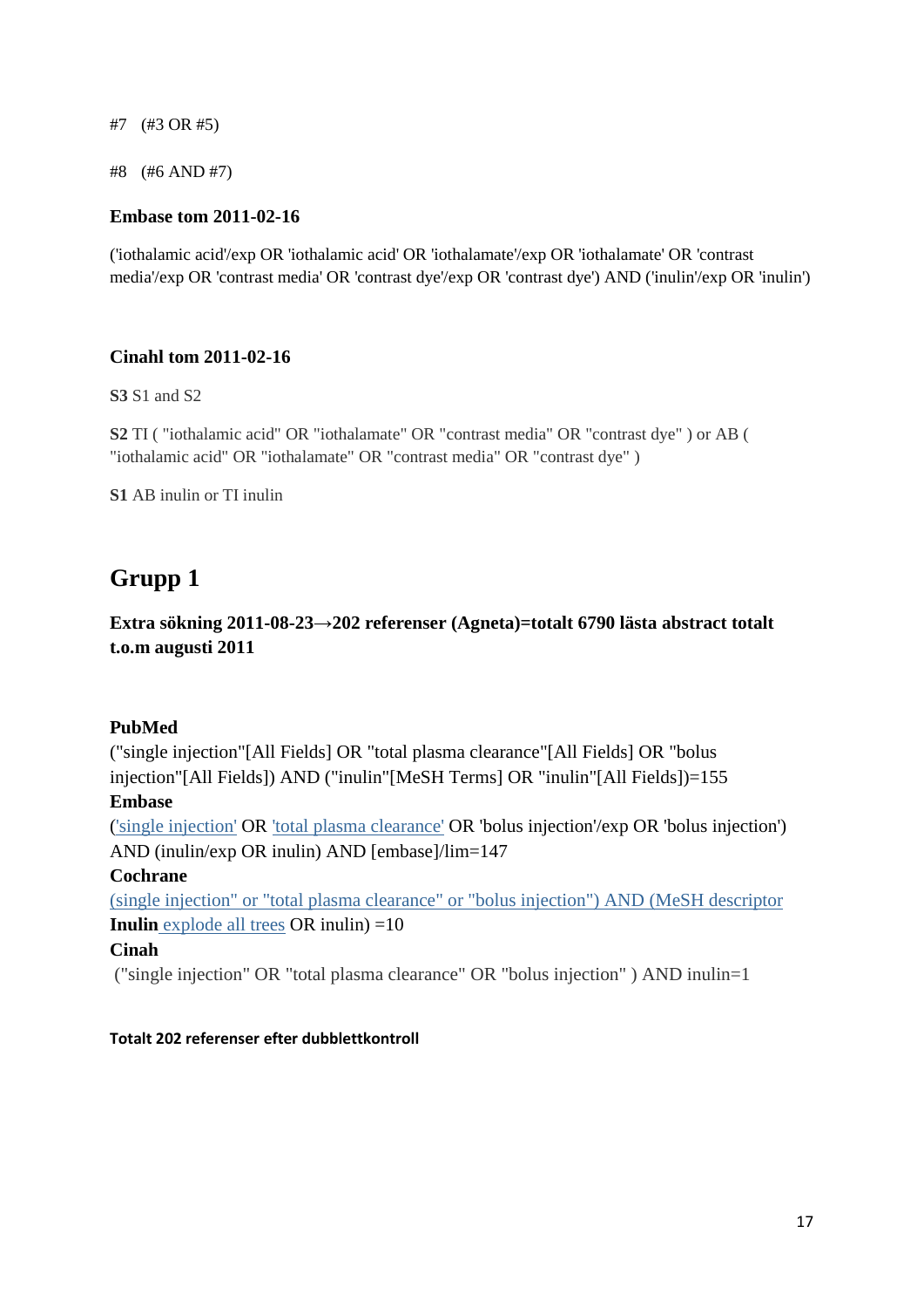#7 (#3 OR #5)

#8 (#6 AND #7)

**Embase tom 2011-02-16**

('iothalamic acid'/exp OR 'iothalamic acid' OR 'iothalamate'/exp OR 'iothalamate' OR 'contrast media'/exp OR 'contrast media' OR 'contrast dye'/exp OR 'contrast dye') AND ('inulin'/exp OR 'inulin')

**Cinahl tom 2011-02-16**

**S3** S1 and S2

**S2** TI ( "iothalamic acid" OR "iothalamate" OR "contrast media" OR "contrast dye" ) or AB ( "iothalamic acid" OR "iothalamate" OR "contrast media" OR "contrast dye" )

**S1** AB inulin or TI inulin

# Grupp 1

### Extra sökning 2011-08-23→202 referenser (Agneta)=totalt 6790 lästa abstract totalt t.o.m augusti 2011

**PubMed**
("single injection"[All Fields] OR "total plasma clearance"[All Fields] OR "bolus injection"[All Fields]) AND ("inulin"[MeSH Terms] OR "inulin"[All Fields])=155
**Embase**
('single injection' OR 'total plasma clearance' OR 'bolus injection'/exp OR 'bolus injection') AND (inulin/exp OR inulin) AND [embase]/lim=147
**Cochrane**
(single injection" or "total plasma clearance" or "bolus injection") AND (MeSH descriptor **Inulin** explode all trees OR inulin) =10
**Cinah**
("single injection" OR "total plasma clearance" OR "bolus injection" ) AND inulin=1

**Totalt 202 referenser efter dubblettkontroll**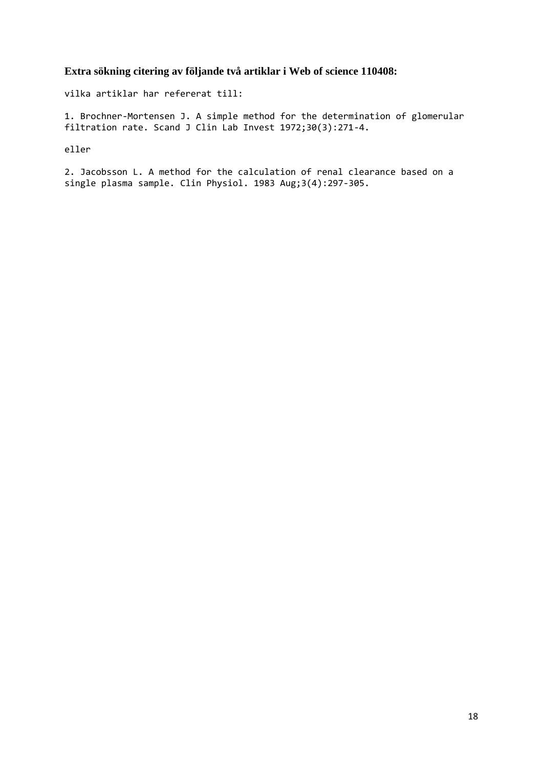### Extra sökning citering av följande två artiklar i Web of science 110408:

vilka artiklar har refererat till:

1. Brochner-Mortensen J. A simple method for the determination of glomerular filtration rate. Scand J Clin Lab Invest 1972;30(3):271-4.

eller

2. Jacobsson L. A method for the calculation of renal clearance based on a single plasma sample. Clin Physiol. 1983 Aug;3(4):297-305.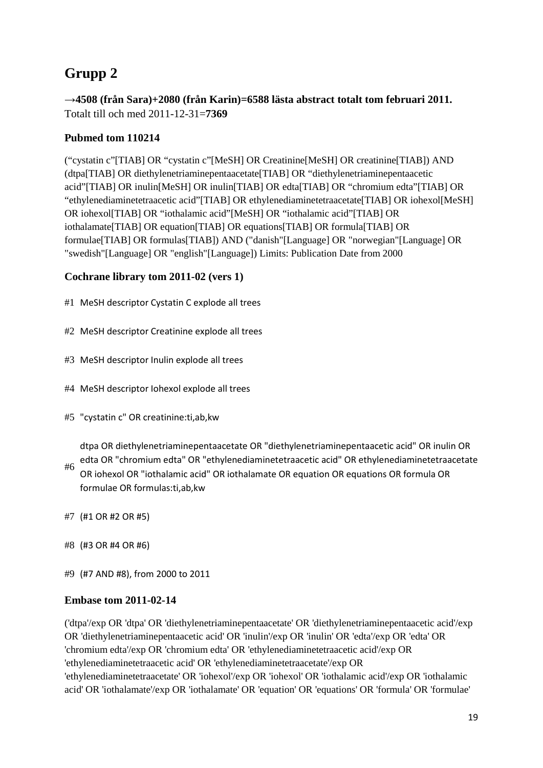# Grupp 2

**→4508 (från Sara)+2080 (från Karin)=6588 lästa abstract totalt tom februari 2011.**
Totalt till och med 2011-12-31=**7369**

### Pubmed tom 110214

(“cystatin c”[TIAB] OR “cystatin c”[MeSH] OR Creatinine[MeSH] OR creatinine[TIAB]) AND (dtpa[TIAB] OR diethylenetriaminepentaacetate[TIAB] OR “diethylenetriaminepentaacetic acid”[TIAB] OR inulin[MeSH] OR inulin[TIAB] OR edta[TIAB] OR “chromium edta”[TIAB] OR “ethylenediaminetetraacetic acid”[TIAB] OR ethylenediaminetetraacetate[TIAB] OR iohexol[MeSH] OR iohexol[TIAB] OR “iothalamic acid”[MeSH] OR “iothalamic acid”[TIAB] OR iothalamate[TIAB] OR equation[TIAB] OR equations[TIAB] OR formula[TIAB] OR formulae[TIAB] OR formulas[TIAB]) AND ("danish"[Language] OR "norwegian"[Language] OR "swedish"[Language] OR "english"[Language]) Limits: Publication Date from 2000

### Cochrane library tom 2011-02 (vers 1)

#1 MeSH descriptor Cystatin C explode all trees

#2 MeSH descriptor Creatinine explode all trees

#3 MeSH descriptor Inulin explode all trees

#4 MeSH descriptor Iohexol explode all trees

#5 "cystatin c" OR creatinine:ti,ab,kw

#6 dtpa OR diethylenetriaminepentaacetate OR "diethylenetriaminepentaacetic acid" OR inulin OR edta OR "chromium edta" OR "ethylenediaminetetraacetic acid" OR ethylenediaminetetraacetate OR iohexol OR "iothalamic acid" OR iothalamate OR equation OR equations OR formula OR formulae OR formulas:ti,ab,kw

#7 (#1 OR #2 OR #5)

#8 (#3 OR #4 OR #6)

#9 (#7 AND #8), from 2000 to 2011

### Embase tom 2011-02-14

('dtpa'/exp OR 'dtpa' OR 'diethylenetriaminepentaacetate' OR 'diethylenetriaminepentaacetic acid'/exp OR 'diethylenetriaminepentaacetic acid' OR 'inulin'/exp OR 'inulin' OR 'edta'/exp OR 'edta' OR 'chromium edta'/exp OR 'chromium edta' OR 'ethylenediaminetetraacetic acid'/exp OR 'ethylenediaminetetraacetic acid' OR 'ethylenediaminetetraacetate'/exp OR 'ethylenediaminetetraacetate' OR 'iohexol'/exp OR 'iohexol' OR 'iothalamic acid'/exp OR 'iothalamic acid' OR 'iothalamate'/exp OR 'iothalamate' OR 'equation' OR 'equations' OR 'formula' OR 'formulae'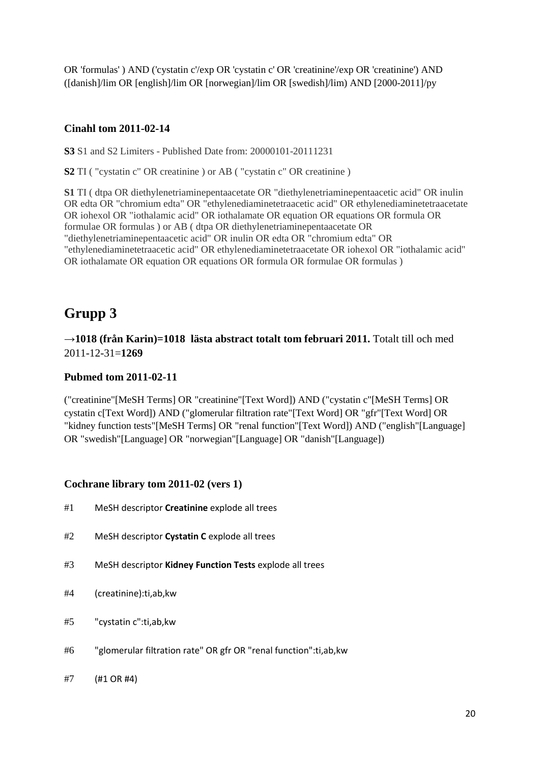OR 'formulas' ) AND ('cystatin c'/exp OR 'cystatin c' OR 'creatinine'/exp OR 'creatinine') AND ([danish]/lim OR [english]/lim OR [norwegian]/lim OR [swedish]/lim) AND [2000-2011]/py

### Cinahl tom 2011-02-14

**S3** S1 and S2 Limiters - Published Date from: 20000101-20111231

**S2** TI ( "cystatin c" OR creatinine ) or AB ( "cystatin c" OR creatinine )

**S1** TI ( dtpa OR diethylenetriaminepentaacetate OR "diethylenetriaminepentaacetic acid" OR inulin OR edta OR "chromium edta" OR "ethylenediaminetetraacetic acid" OR ethylenediaminetetraacetate OR iohexol OR "iothalamic acid" OR iothalamate OR equation OR equations OR formula OR formulae OR formulas ) or AB ( dtpa OR diethylenetriaminepentaacetate OR "diethylenetriaminepentaacetic acid" OR inulin OR edta OR "chromium edta" OR "ethylenediaminetetraacetic acid" OR ethylenediaminetetraacetate OR iohexol OR "iothalamic acid" OR iothalamate OR equation OR equations OR formula OR formulae OR formulas )

## Grupp 3

**→1018 (från Karin)=1018 lästa abstract totalt tom februari 2011.** Totalt till och med 2011-12-31=**1269**

### Pubmed tom 2011-02-11

("creatinine"[MeSH Terms] OR "creatinine"[Text Word]) AND ("cystatin c"[MeSH Terms] OR cystatin c[Text Word]) AND ("glomerular filtration rate"[Text Word] OR "gfr"[Text Word] OR "kidney function tests"[MeSH Terms] OR "renal function"[Text Word]) AND ("english"[Language] OR "swedish"[Language] OR "norwegian"[Language] OR "danish"[Language])

### Cochrane library tom 2011-02 (vers 1)

#1 MeSH descriptor **Creatinine** explode all trees

#2 MeSH descriptor **Cystatin C** explode all trees

#3 MeSH descriptor **Kidney Function Tests** explode all trees

#4 (creatinine):ti,ab,kw

#5 "cystatin c":ti,ab,kw

#6 "glomerular filtration rate" OR gfr OR "renal function":ti,ab,kw

#7 (#1 OR #4)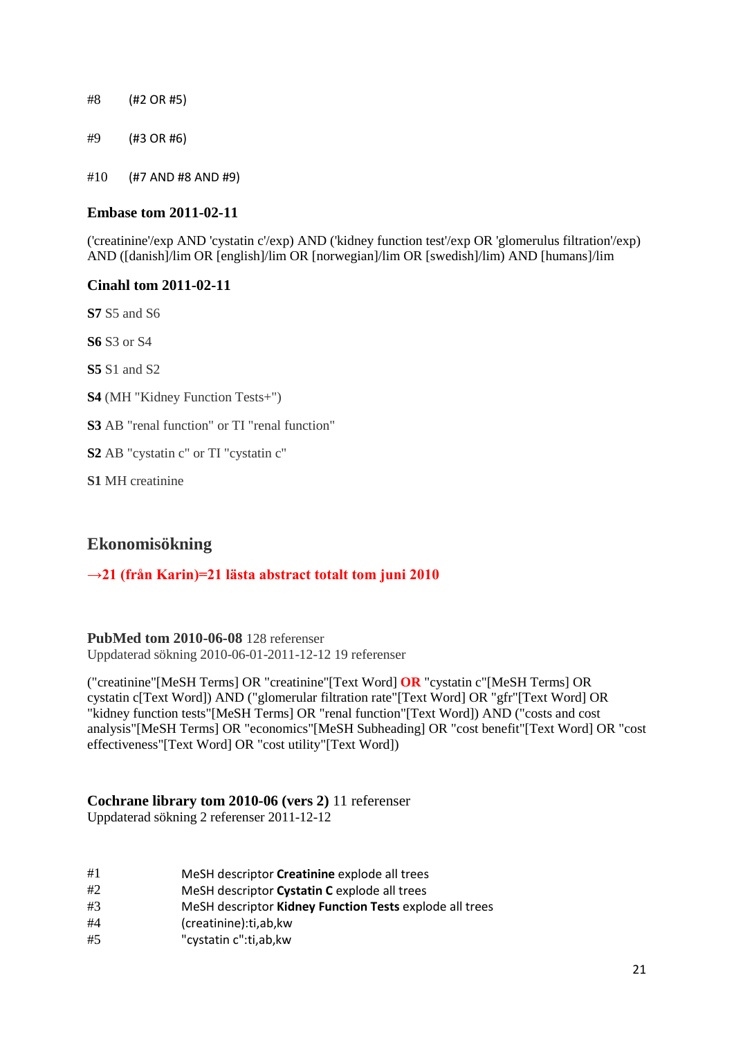#8 (#2 OR #5)

#9 (#3 OR #6)

#10 (#7 AND #8 AND #9)

**Embase tom 2011-02-11**

('creatinine'/exp AND 'cystatin c'/exp) AND ('kidney function test'/exp OR 'glomerulus filtration'/exp) AND ([danish]/lim OR [english]/lim OR [norwegian]/lim OR [swedish]/lim) AND [humans]/lim

**Cinahl tom 2011-02-11**

**S7** S5 and S6

**S6** S3 or S4

**S5** S1 and S2

**S4** (MH "Kidney Function Tests+")

**S3** AB "renal function" or TI "renal function"

**S2** AB "cystatin c" or TI "cystatin c"

**S1** MH creatinine

## Ekonomisökning

**→21 (från Karin)=21 lästa abstract totalt tom juni 2010**

**PubMed tom 2010-06-08** 128 referenser
Uppdaterad sökning 2010-06-01-2011-12-12 19 referenser

("creatinine"[MeSH Terms] OR "creatinine"[Text Word] **OR** "cystatin c"[MeSH Terms] OR cystatin c[Text Word]) AND ("glomerular filtration rate"[Text Word] OR "gfr"[Text Word] OR "kidney function tests"[MeSH Terms] OR "renal function"[Text Word]) AND ("costs and cost analysis"[MeSH Terms] OR "economics"[MeSH Subheading] OR "cost benefit"[Text Word] OR "cost effectiveness"[Text Word] OR "cost utility"[Text Word])

**Cochrane library tom 2010-06 (vers 2)** 11 referenser
Uppdaterad sökning 2 referenser 2011-12-12

#1 MeSH descriptor **Creatinine** explode all trees
#2 MeSH descriptor **Cystatin C** explode all trees
#3 MeSH descriptor **Kidney Function Tests** explode all trees
#4 (creatinine):ti,ab,kw
#5 "cystatin c":ti,ab,kw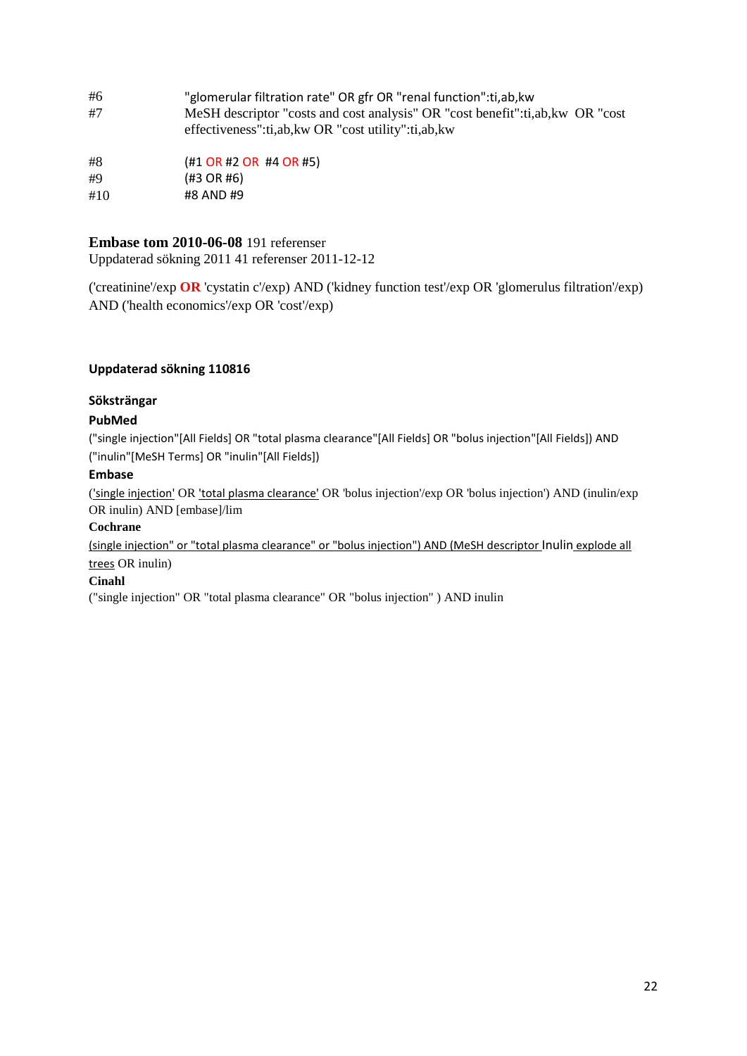| | |
|---|---|
| #6 | "glomerular filtration rate" OR gfr OR "renal function":ti,ab,kw |
| #7 | MeSH descriptor "costs and cost analysis" OR "cost benefit":ti,ab,kw OR "cost effectiveness":ti,ab,kw OR "cost utility":ti,ab,kw |
| #8 | (#1 OR #2 OR #4 OR #5) |
| #9 | (#3 OR #6) |
| #10 | #8 AND #9 |

**Embase tom 2010-06-08** 191 referenser
Uppdaterad sökning 2011 41 referenser 2011-12-12

('creatinine'/exp **OR** 'cystatin c'/exp) AND ('kidney function test'/exp OR 'glomerulus filtration'/exp) AND ('health economics'/exp OR 'cost'/exp)

**Uppdaterad sökning 110816**

**Soksträngar**

**PubMed**

("single injection"[All Fields] OR "total plasma clearance"[All Fields] OR "bolus injection"[All Fields]) AND ("inulin"[MeSH Terms] OR "inulin"[All Fields])

**Embase**

('single injection' OR 'total plasma clearance' OR 'bolus injection'/exp OR 'bolus injection') AND (inulin/exp OR inulin) AND [embase]/lim

**Cochrane**

(single injection" or "total plasma clearance" or "bolus injection") AND (MeSH descriptor Inulin explode all trees OR inulin)

**Cinahl**

("single injection" OR "total plasma clearance" OR "bolus injection" ) AND inulin